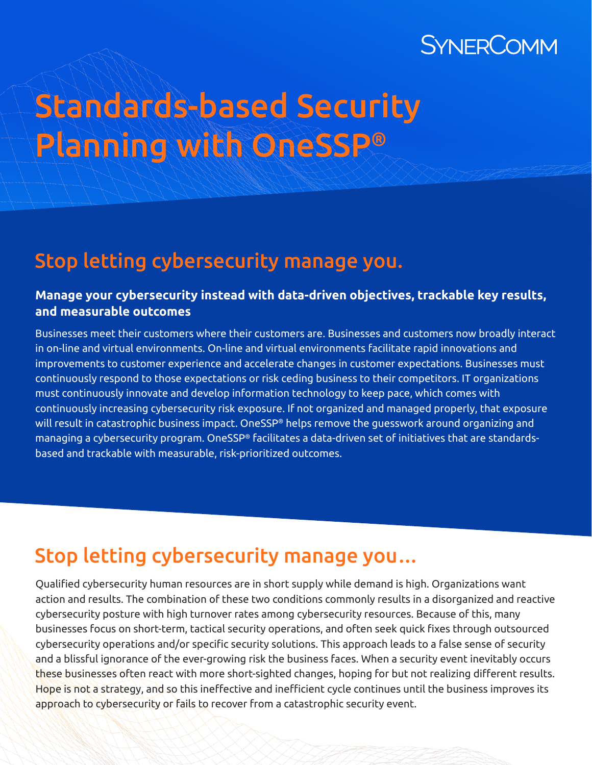SYNERCOMM

# Standards-based Security Planning with OneSSP®

## Stop letting cybersecurity manage you.

**Manage your cybersecurity instead with data-driven objectives, trackable key results, and measurable outcomes**

Businesses meet their customers where their customers are. Businesses and customers now broadly interact in on-line and virtual environments. On-line and virtual environments facilitate rapid innovations and improvements to customer experience and accelerate changes in customer expectations. Businesses must continuously respond to those expectations or risk ceding business to their competitors. IT organizations must continuously innovate and develop information technology to keep pace, which comes with continuously increasing cybersecurity risk exposure. If not organized and managed properly, that exposure will result in catastrophic business impact. OneSSP® helps remove the guesswork around organizing and managing a cybersecurity program. OneSSP® facilitates a data-driven set of initiatives that are standards-based and trackable with measurable, risk-prioritized outcomes.

## Stop letting cybersecurity manage you...

Qualified cybersecurity human resources are in short supply while demand is high. Organizations want action and results. The combination of these two conditions commonly results in a disorganized and reactive cybersecurity posture with high turnover rates among cybersecurity resources. Because of this, many businesses focus on short-term, tactical security operations, and often seek quick fixes through outsourced cybersecurity operations and/or specific security solutions. This approach leads to a false sense of security and a blissful ignorance of the ever-growing risk the business faces. When a security event inevitably occurs these businesses often react with more short-sighted changes, hoping for but not realizing different results. Hope is not a strategy, and so this ineffective and inefficient cycle continues until the business improves its approach to cybersecurity or fails to recover from a catastrophic security event.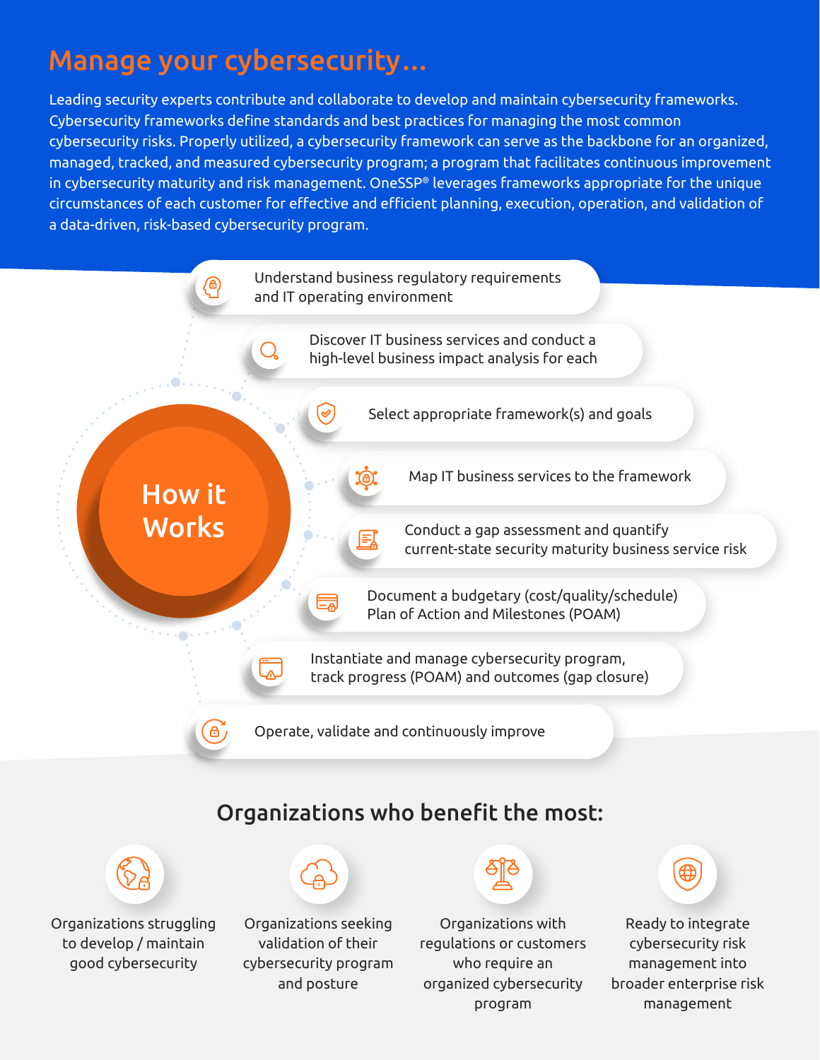# Manage your cybersecurity...

Leading security experts contribute and collaborate to develop and maintain cybersecurity frameworks. Cybersecurity frameworks define standards and best practices for managing the most common cybersecurity risks. Properly utilized, a cybersecurity framework can serve as the backbone for an organized, managed, tracked, and measured cybersecurity program; a program that facilitates continuous improvement in cybersecurity maturity and risk management. OneSSP® leverages frameworks appropriate for the unique circumstances of each customer for effective and efficient planning, execution, operation, and validation of a data-driven, risk-based cybersecurity program.

## How it Works

- Understand business regulatory requirements and IT operating environment
- Discover IT business services and conduct a high-level business impact analysis for each
- Select appropriate framework(s) and goals
- Map IT business services to the framework
- Conduct a gap assessment and quantify current-state security maturity business service risk
- Document a budgetary (cost/quality/schedule) Plan of Action and Milestones (POAM)
- Instantiate and manage cybersecurity program, track progress (POAM) and outcomes (gap closure)
- Operate, validate and continuously improve

## Organizations who benefit the most:

- Organizations struggling to develop / maintain good cybersecurity
- Organizations seeking validation of their cybersecurity program and posture
- Organizations with regulations or customers who require an organized cybersecurity program
- Ready to integrate cybersecurity risk management into broader enterprise risk management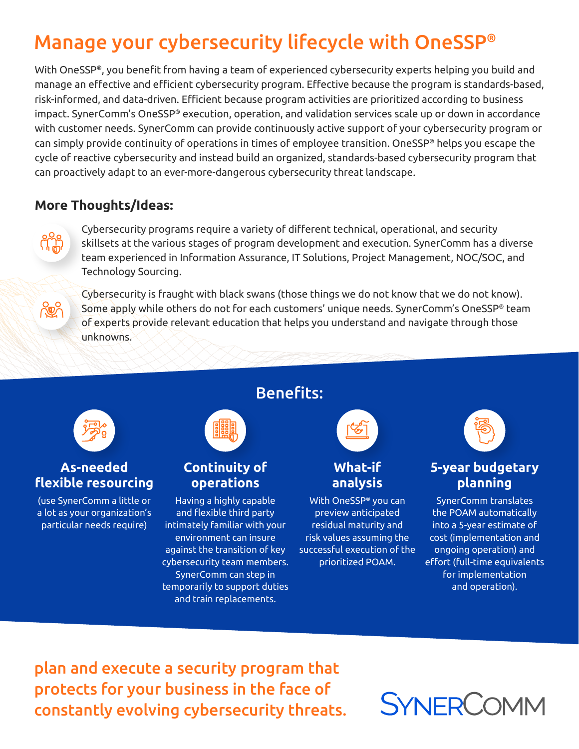# Manage your cybersecurity lifecycle with OneSSP®

With OneSSP®, you benefit from having a team of experienced cybersecurity experts helping you build and manage an effective and efficient cybersecurity program. Effective because the program is standards-based, risk-informed, and data-driven. Efficient because program activities are prioritized according to business impact. SynerComm's OneSSP® execution, operation, and validation services scale up or down in accordance with customer needs. SynerComm can provide continuously active support of your cybersecurity program or can simply provide continuity of operations in times of employee transition. OneSSP® helps you escape the cycle of reactive cybersecurity and instead build an organized, standards-based cybersecurity program that can proactively adapt to an ever-more-dangerous cybersecurity threat landscape.

## More Thoughts/Ideas:

Cybersecurity programs require a variety of different technical, operational, and security skillsets at the various stages of program development and execution. SynerComm has a diverse team experienced in Information Assurance, IT Solutions, Project Management, NOC/SOC, and Technology Sourcing.

Cybersecurity is fraught with black swans (those things we do not know that we do not know). Some apply while others do not for each customers' unique needs. SynerComm's OneSSP® team of experts provide relevant education that helps you understand and navigate through those unknowns.

## Benefits:

### As-needed flexible resourcing

(use SynerComm a little or a lot as your organization's particular needs require)

### Continuity of operations

Having a highly capable and flexible third party intimately familiar with your environment can insure against the transition of key cybersecurity team members. SynerComm can step in temporarily to support duties and train replacements.

### What-if analysis

With OneSSP® you can preview anticipated residual maturity and risk values assuming the successful execution of the prioritized POAM.

### 5-year budgetary planning

SynerComm translates the POAM automatically into a 5-year estimate of cost (implementation and ongoing operation) and effort (full-time equivalents for implementation and operation).

**plan and execute a security program that protects for your business in the face of constantly evolving cybersecurity threats.**

SYNERCOMM